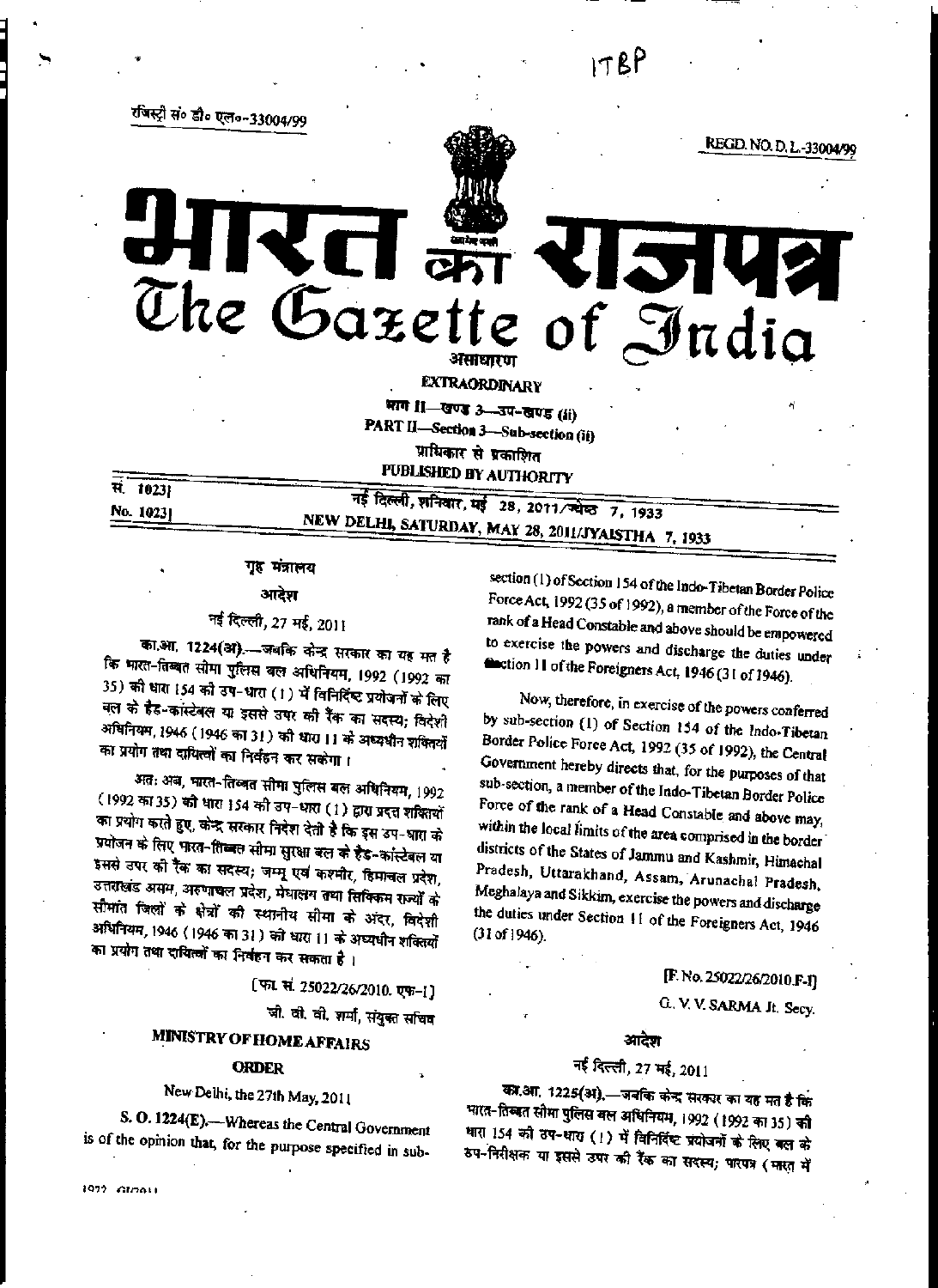ITBP

रजिस्ट्री सं० डी० एल०-33004/99 REGD. NO. D. L.-33004/99

# भारत का राजपत्र
# The Gazette of India

असाधारण

**EXTRAORDINARY**

भाग II—खण्ड 3—उप-खण्ड (ii)

**PART II—Section 3—Sub-section (ii)**

प्राधिकार से प्रकाशित

**PUBLISHED BY AUTHORITY**

सं. 1023] नई दिल्ली, शनिवार, मई 28, 2011/ज्येष्ठ 7, 1933

No. 1023] NEW DELHI, SATURDAY, MAY 28, 2011/JYAISTHA 7, 1933

## गृह मंत्रालय

### आदेश

नई दिल्ली, 27 मई, 2011

**का.आ. 1224(अ).**—जबकि केन्द्र सरकार का यह मत है कि भारत-तिब्बत सीमा पुलिस बल अधिनियम, 1992 (1992 का 35) की धारा 154 की उप-धारा (1) में विनिर्दिष्ट प्रयोजनों के लिए बल के हैड-कांस्टेबल या इससे उपर की रैंक का सदस्य; विदेशी अधिनियम, 1946 (1946 का 31) की धारा 11 के अध्यधीन शक्तियों का प्रयोग तथा दायित्वों का निर्वहन कर सकेगा।

अत: अब, भारत-तिब्बत सीमा पुलिस बल अधिनियम, 1992 (1992 का 35) की धारा 154 की उप-धारा (1) द्वारा प्रदत्त शक्तियों का प्रयोग करते हुए, केन्द्र सरकार निदेश देती है कि इस उप-धारा के प्रयोजन के लिए भारत-तिब्बत सीमा सुरक्षा बल के हैड-कांस्टेबल या इससे उपर की रैंक का सदस्य; जम्मू एवं कश्मीर, हिमाचल प्रदेश, उत्तराखंड असम, अरुणाचल प्रदेश, मेघालय तथा सिक्किम राज्यों के सीमांत जिलों के क्षेत्रों की स्थानीय सीमा के अंदर, विदेशी अधिनियम, 1946 (1946 का 31) की धारा 11 के अध्यधीन शक्तियों का प्रयोग तथा दायित्वों का निर्वहन कर सकता है।

[फा. सं. 25022/26/2010. एफ-I]

जी. वी. वी. शर्मा, संयुक्त सचिव

## MINISTRY OF HOME AFFAIRS

### ORDER

New Delhi, the 27th May, 2011

**S. O. 1224(E).**—Whereas the Central Government is of the opinion that, for the purpose specified in sub-section (1) of Section 154 of the Indo-Tibetan Border Police Force Act, 1992 (35 of 1992), a member of the Force of the rank of a Head Constable and above should be empowered to exercise the powers and discharge the duties under Section 11 of the Foreigners Act, 1946 (31 of 1946).

Now, therefore, in exercise of the powers conferred by sub-section (1) of Section 154 of the Indo-Tibetan Border Police Force Act, 1992 (35 of 1992), the Central Government hereby directs that, for the purposes of that sub-section, a member of the Indo-Tibetan Border Police Force of the rank of a Head Constable and above may, within the local limits of the area comprised in the border districts of the States of Jammu and Kashmir, Himachal Pradesh, Uttarakhand, Assam, Arunachal Pradesh, Meghalaya and Sikkim, exercise the powers and discharge the duties under Section 11 of the Foreigners Act, 1946 (31 of 1946).

[F. No. 25022/26/2010.F-I]

G. V. V. SARMA Jt. Secy.

### आदेश

नई दिल्ली, 27 मई, 2011

**का.आ. 1225(अ).**—जबकि केन्द्र सरकार का यह मत है कि भारत-तिब्बत सीमा पुलिस बल अधिनियम, 1992 (1992 का 35) की धारा 154 की उप-धारा (1) में विनिर्दिष्ट प्रयोजनों के लिए बल के उप-निरीक्षक या इससे उपर की रैंक का सदस्य; पारपत्र (भारत में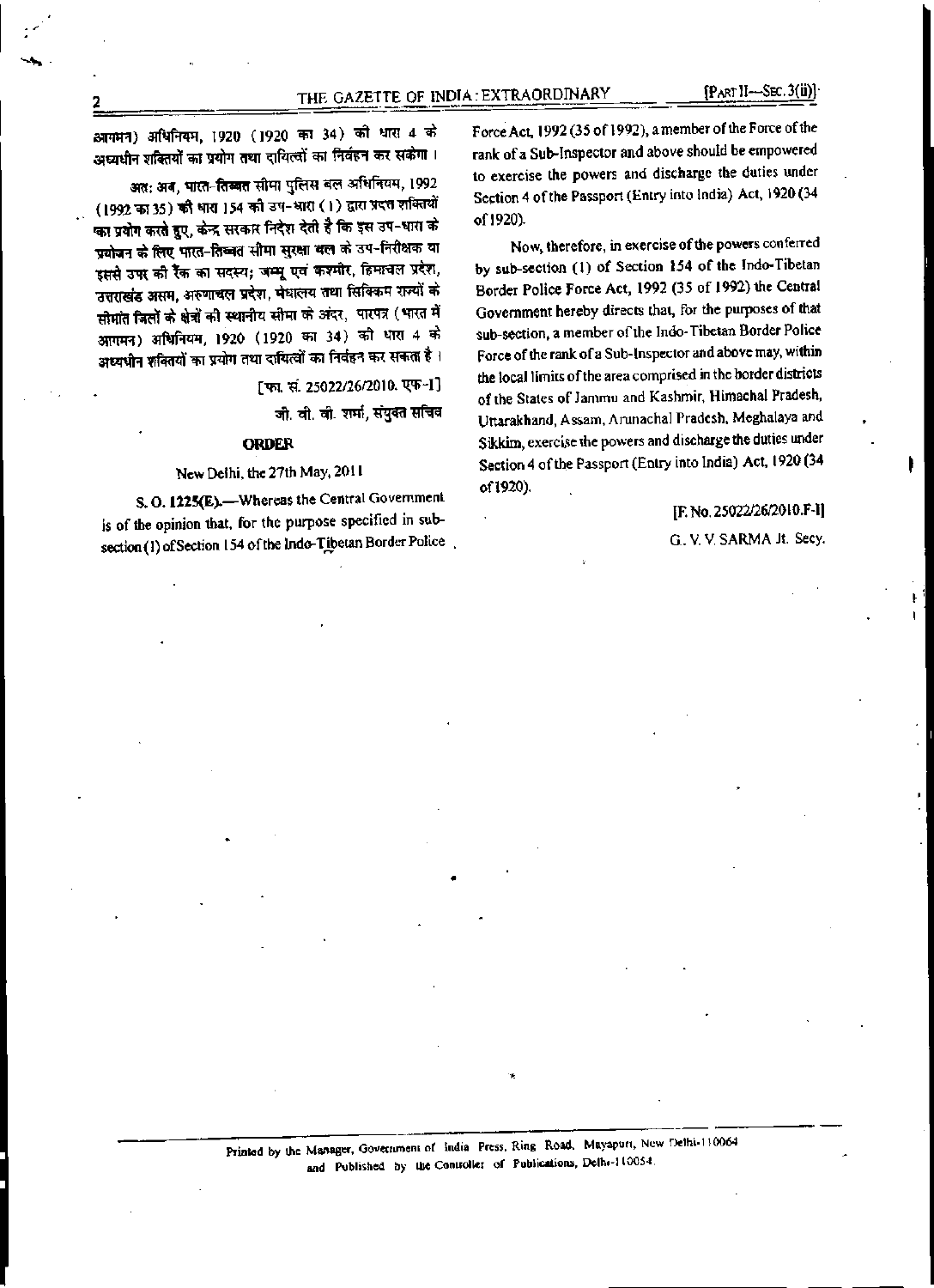आगमन) अधिनियम, 1920 (1920 का 34) की धारा 4 के अध्यधीन शक्तियों का प्रयोग तथा दायित्वों का निर्वहन कर सकेगा ।

अत: अब, भारत-तिब्बत सीमा पुलिस बल अधिनियम, 1992 (1992 का 35) की धारा 154 की उप-धारा (1) द्वारा प्रदत्त शक्तियों का प्रयोग करते हुए, केन्द्र सरकार निदेश देती है कि इस उप-धारा के प्रयोजन के लिए भारत-तिब्बत सीमा सुरक्षा बल के उप-निरीक्षक या इससे उपर की रैंक का सदस्य; जम्मू एवं कश्मीर, हिमाचल प्रदेश, उत्तराखंड असम, अरुणाचल प्रदेश, मेघालय तथा सिक्किम राज्यों के सीमांत जिलों के क्षेत्रों की स्थानीय सीमा के अंदर, पारपत्र (भारत में आगमन) अधिनियम, 1920 (1920 का 34) की धारा 4 के अध्यधीन शक्तियों का प्रयोग तथा दायित्वों का निर्वहन कर सकता है ।

[फा. सं. 25022/26/2010. एफ-I]

जी. वी. वी. शर्मा, संयुक्त सचिव

## ORDER

New Delhi, the 27th May, 2011

**S. O. 1225(E).**—Whereas the Central Government is of the opinion that, for the purpose specified in sub-section (1) of Section 154 of the Indo-Tibetan Border Police Force Act, 1992 (35 of 1992), a member of the Force of the rank of a Sub-Inspector and above should be empowered to exercise the powers and discharge the duties under Section 4 of the Passport (Entry into India) Act, 1920 (34 of 1920).

Now, therefore, in exercise of the powers conferred by sub-section (1) of Section 154 of the Indo-Tibetan Border Police Force Act, 1992 (35 of 1992) the Central Government hereby directs that, for the purposes of that sub-section, a member of the Indo-Tibetan Border Police Force of the rank of a Sub-Inspector and above may, within the local limits of the area comprised in the border districts of the States of Jammu and Kashmir, Himachal Pradesh, Uttarakhand, Assam, Arunachal Pradesh, Meghalaya and Sikkim, exercise the powers and discharge the duties under Section 4 of the Passport (Entry into India) Act, 1920 (34 of 1920).

[F. No. 25022/26/2010.F-I]

G. V. V. SARMA Jt. Secy.

Printed by the Manager, Government of India Press, Ring Road, Mayapuri, New Delhi-110064 and Published by the Controller of Publications, Delhi-110054.